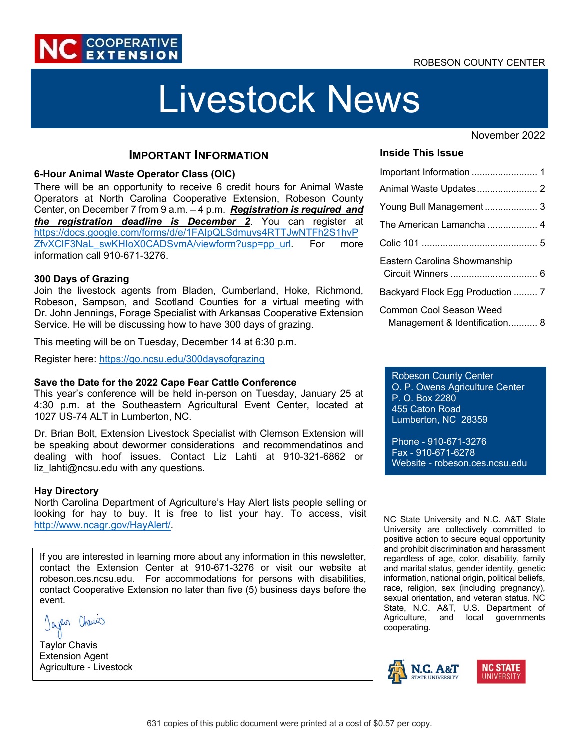NC COOPERATIVE EXTENSION

ROBESON COUNTY CENTER

# Livestock News

November 2022

## IMPORTANT INFORMATION

### 6-Hour Animal Waste Operator Class (OIC)

There will be an opportunity to receive 6 credit hours for Animal Waste Operators at North Carolina Cooperative Extension, Robeson County Center, on December 7 from 9 a.m. – 4 p.m. ***Registration is required and the registration deadline is December 2***. You can register at https://docs.google.com/forms/d/e/1FAIpQLSdmuvs4RTTJwNTFh2S1hvPZfvXClF3NaL_swKHIoX0CADSvmA/viewform?usp=pp_url. For more information call 910-671-3276.

### 300 Days of Grazing

Join the livestock agents from Bladen, Cumberland, Hoke, Richmond, Robeson, Sampson, and Scotland Counties for a virtual meeting with Dr. John Jennings, Forage Specialist with Arkansas Cooperative Extension Service. He will be discussing how to have 300 days of grazing.

This meeting will be on Tuesday, December 14 at 6:30 p.m.

Register here: https://go.ncsu.edu/300daysofgrazing

### Save the Date for the 2022 Cape Fear Cattle Conference

This year's conference will be held in-person on Tuesday, January 25 at 4:30 p.m. at the Southeastern Agricultural Event Center, located at 1027 US-74 ALT in Lumberton, NC.

Dr. Brian Bolt, Extension Livestock Specialist with Clemson Extension will be speaking about dewormer considerations and recommendatinos and dealing with hoof issues. Contact Liz Lahti at 910-321-6862 or liz_lahti@ncsu.edu with any questions.

### Hay Directory

North Carolina Department of Agriculture's Hay Alert lists people selling or looking for hay to buy. It is free to list your hay. To access, visit http://www.ncagr.gov/HayAlert/.

If you are interested in learning more about any information in this newsletter, contact the Extension Center at 910-671-3276 or visit our website at robeson.ces.ncsu.edu. For accommodations for persons with disabilities, contact Cooperative Extension no later than five (5) business days before the event.

Taylor Chavis
Extension Agent
Agriculture - Livestock

### Inside This Issue

- Important Information ... 1
- Animal Waste Updates ... 2
- Young Bull Management ... 3
- The American Lamancha ... 4
- Colic 101 ... 5
- Eastern Carolina Showmanship Circuit Winners ... 6
- Backyard Flock Egg Production ... 7
- Common Cool Season Weed Management & Identification ... 8

Robeson County Center
O. P. Owens Agriculture Center
P. O. Box 2280
455 Caton Road
Lumberton, NC 28359

Phone - 910-671-3276
Fax - 910-671-6278
Website - robeson.ces.ncsu.edu

NC State University and N.C. A&T State University are collectively committed to positive action to secure equal opportunity and prohibit discrimination and harassment regardless of age, color, disability, family and marital status, gender identity, genetic information, national origin, political beliefs, race, religion, sex (including pregnancy), sexual orientation, and veteran status. NC State, N.C. A&T, U.S. Department of Agriculture, and local governments cooperating.

631 copies of this public document were printed at a cost of $0.57 per copy.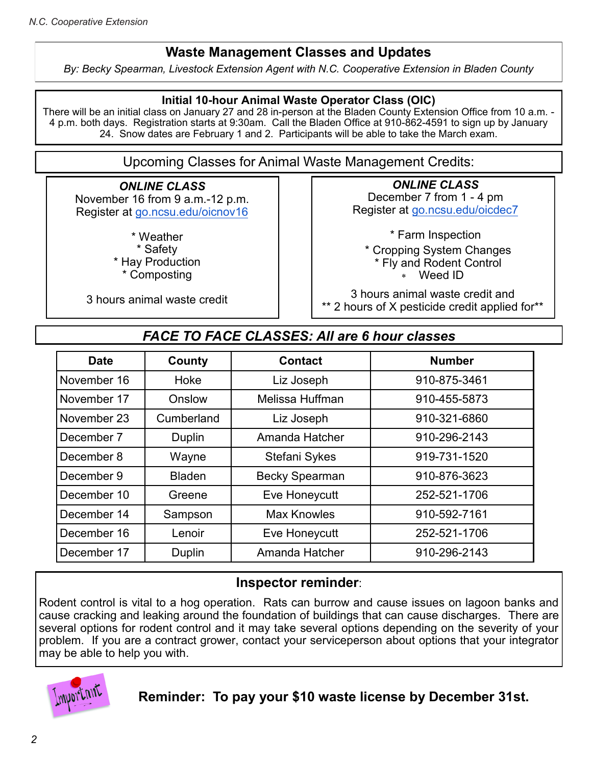## Waste Management Classes and Updates

*By: Becky Spearman, Livestock Extension Agent with N.C. Cooperative Extension in Bladen County*

### Initial 10-hour Animal Waste Operator Class (OIC)

There will be an initial class on January 27 and 28 in-person at the Bladen County Extension Office from 10 a.m. - 4 p.m. both days. Registration starts at 9:30am. Call the Bladen Office at 910-862-4591 to sign up by January 24. Snow dates are February 1 and 2. Participants will be able to take the March exam.

### Upcoming Classes for Animal Waste Management Credits:

***ONLINE CLASS***
November 16 from 9 a.m.-12 p.m.
Register at go.ncsu.edu/oicnov16

* Weather
* Safety
* Hay Production
* Composting

3 hours animal waste credit

***ONLINE CLASS***
December 7 from 1 - 4 pm
Register at go.ncsu.edu/oicdec7

* Farm Inspection
* Cropping System Changes
* Fly and Rodent Control
* Weed ID

3 hours animal waste credit and
** 2 hours of X pesticide credit applied for**

### *FACE TO FACE CLASSES: All are 6 hour classes*

| Date | County | Contact | Number |
| --- | --- | --- | --- |
| November 16 | Hoke | Liz Joseph | 910-875-3461 |
| November 17 | Onslow | Melissa Huffman | 910-455-5873 |
| November 23 | Cumberland | Liz Joseph | 910-321-6860 |
| December 7 | Duplin | Amanda Hatcher | 910-296-2143 |
| December 8 | Wayne | Stefani Sykes | 919-731-1520 |
| December 9 | Bladen | Becky Spearman | 910-876-3623 |
| December 10 | Greene | Eve Honeycutt | 252-521-1706 |
| December 14 | Sampson | Max Knowles | 910-592-7161 |
| December 16 | Lenoir | Eve Honeycutt | 252-521-1706 |
| December 17 | Duplin | Amanda Hatcher | 910-296-2143 |

### Inspector reminder:

Rodent control is vital to a hog operation. Rats can burrow and cause issues on lagoon banks and cause cracking and leaking around the foundation of buildings that can cause discharges. There are several options for rodent control and it may take several options depending on the severity of your problem. If you are a contract grower, contact your serviceperson about options that your integrator may be able to help you with.

**Reminder: To pay your $10 waste license by December 31st.**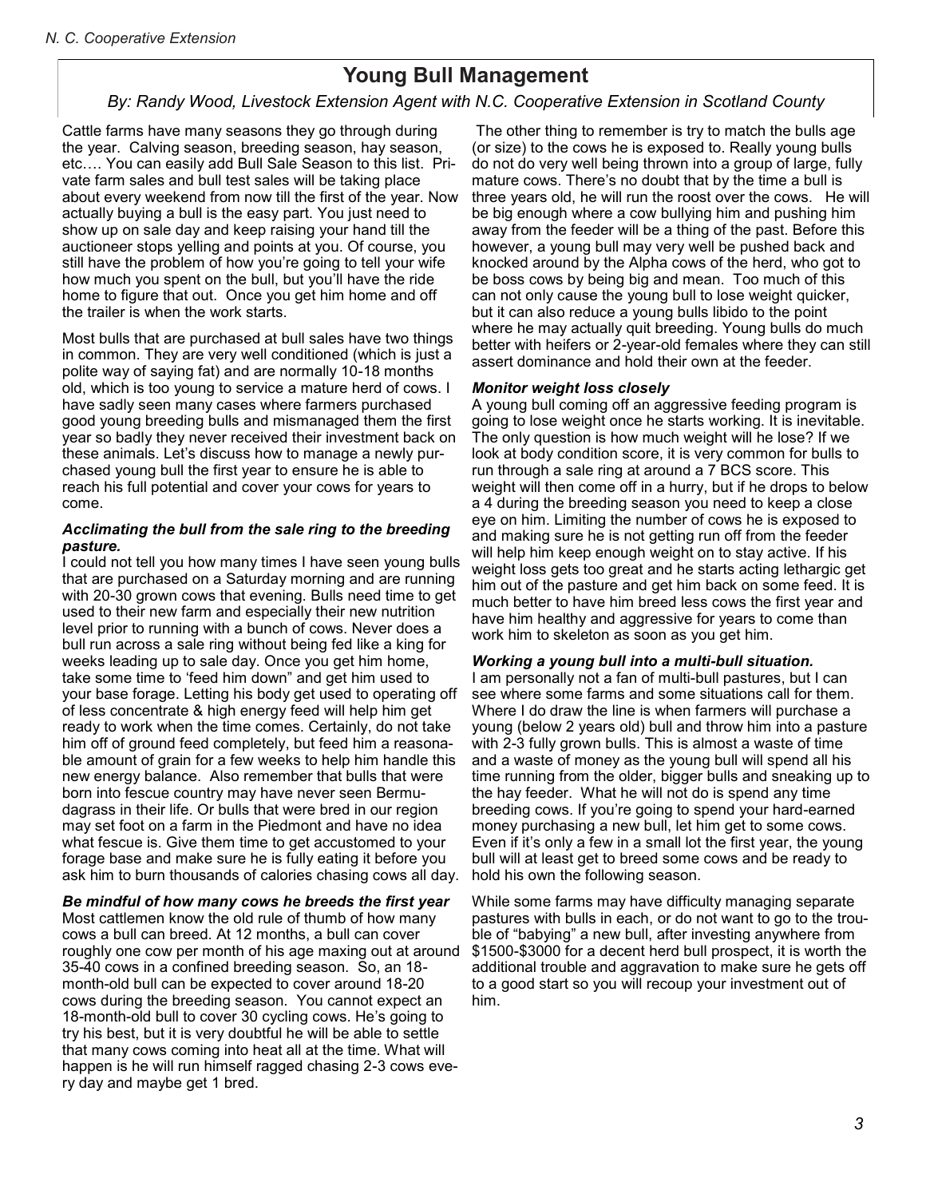# Young Bull Management

*By: Randy Wood, Livestock Extension Agent with N.C. Cooperative Extension in Scotland County*

Cattle farms have many seasons they go through during the year. Calving season, breeding season, hay season, etc…. You can easily add Bull Sale Season to this list. Private farm sales and bull test sales will be taking place about every weekend from now till the first of the year. Now actually buying a bull is the easy part. You just need to show up on sale day and keep raising your hand till the auctioneer stops yelling and points at you. Of course, you still have the problem of how you're going to tell your wife how much you spent on the bull, but you'll have the ride home to figure that out. Once you get him home and off the trailer is when the work starts.

Most bulls that are purchased at bull sales have two things in common. They are very well conditioned (which is just a polite way of saying fat) and are normally 10-18 months old, which is too young to service a mature herd of cows. I have sadly seen many cases where farmers purchased good young breeding bulls and mismanaged them the first year so badly they never received their investment back on these animals. Let's discuss how to manage a newly purchased young bull the first year to ensure he is able to reach his full potential and cover your cows for years to come.

### *Acclimating the bull from the sale ring to the breeding pasture.*

I could not tell you how many times I have seen young bulls that are purchased on a Saturday morning and are running with 20-30 grown cows that evening. Bulls need time to get used to their new farm and especially their new nutrition level prior to running with a bunch of cows. Never does a bull run across a sale ring without being fed like a king for weeks leading up to sale day. Once you get him home, take some time to 'feed him down" and get him used to your base forage. Letting his body get used to operating off of less concentrate & high energy feed will help him get ready to work when the time comes. Certainly, do not take him off of ground feed completely, but feed him a reasonable amount of grain for a few weeks to help him handle this new energy balance. Also remember that bulls that were born into fescue country may have never seen Bermudagrass in their life. Or bulls that were bred in our region may set foot on a farm in the Piedmont and have no idea what fescue is. Give them time to get accustomed to your forage base and make sure he is fully eating it before you ask him to burn thousands of calories chasing cows all day.

### *Be mindful of how many cows he breeds the first year*

Most cattlemen know the old rule of thumb of how many cows a bull can breed. At 12 months, a bull can cover roughly one cow per month of his age maxing out at around 35-40 cows in a confined breeding season. So, an 18-month-old bull can be expected to cover around 18-20 cows during the breeding season. You cannot expect an 18-month-old bull to cover 30 cycling cows. He's going to try his best, but it is very doubtful he will be able to settle that many cows coming into heat all at the time. What will happen is he will run himself ragged chasing 2-3 cows every day and maybe get 1 bred.

The other thing to remember is try to match the bulls age (or size) to the cows he is exposed to. Really young bulls do not do very well being thrown into a group of large, fully mature cows. There's no doubt that by the time a bull is three years old, he will run the roost over the cows. He will be big enough where a cow bullying him and pushing him away from the feeder will be a thing of the past. Before this however, a young bull may very well be pushed back and knocked around by the Alpha cows of the herd, who got to be boss cows by being big and mean. Too much of this can not only cause the young bull to lose weight quicker, but it can also reduce a young bulls libido to the point where he may actually quit breeding. Young bulls do much better with heifers or 2-year-old females where they can still assert dominance and hold their own at the feeder.

### *Monitor weight loss closely*

A young bull coming off an aggressive feeding program is going to lose weight once he starts working. It is inevitable. The only question is how much weight will he lose? If we look at body condition score, it is very common for bulls to run through a sale ring at around a 7 BCS score. This weight will then come off in a hurry, but if he drops to below a 4 during the breeding season you need to keep a close eye on him. Limiting the number of cows he is exposed to and making sure he is not getting run off from the feeder will help him keep enough weight on to stay active. If his weight loss gets too great and he starts acting lethargic get him out of the pasture and get him back on some feed. It is much better to have him breed less cows the first year and have him healthy and aggressive for years to come than work him to skeleton as soon as you get him.

### *Working a young bull into a multi-bull situation.*

I am personally not a fan of multi-bull pastures, but I can see where some farms and some situations call for them. Where I do draw the line is when farmers will purchase a young (below 2 years old) bull and throw him into a pasture with 2-3 fully grown bulls. This is almost a waste of time and a waste of money as the young bull will spend all his time running from the older, bigger bulls and sneaking up to the hay feeder. What he will not do is spend any time breeding cows. If you're going to spend your hard-earned money purchasing a new bull, let him get to some cows. Even if it's only a few in a small lot the first year, the young bull will at least get to breed some cows and be ready to hold his own the following season.

While some farms may have difficulty managing separate pastures with bulls in each, or do not want to go to the trouble of "babying" a new bull, after investing anywhere from $1500-$3000 for a decent herd bull prospect, it is worth the additional trouble and aggravation to make sure he gets off to a good start so you will recoup your investment out of him.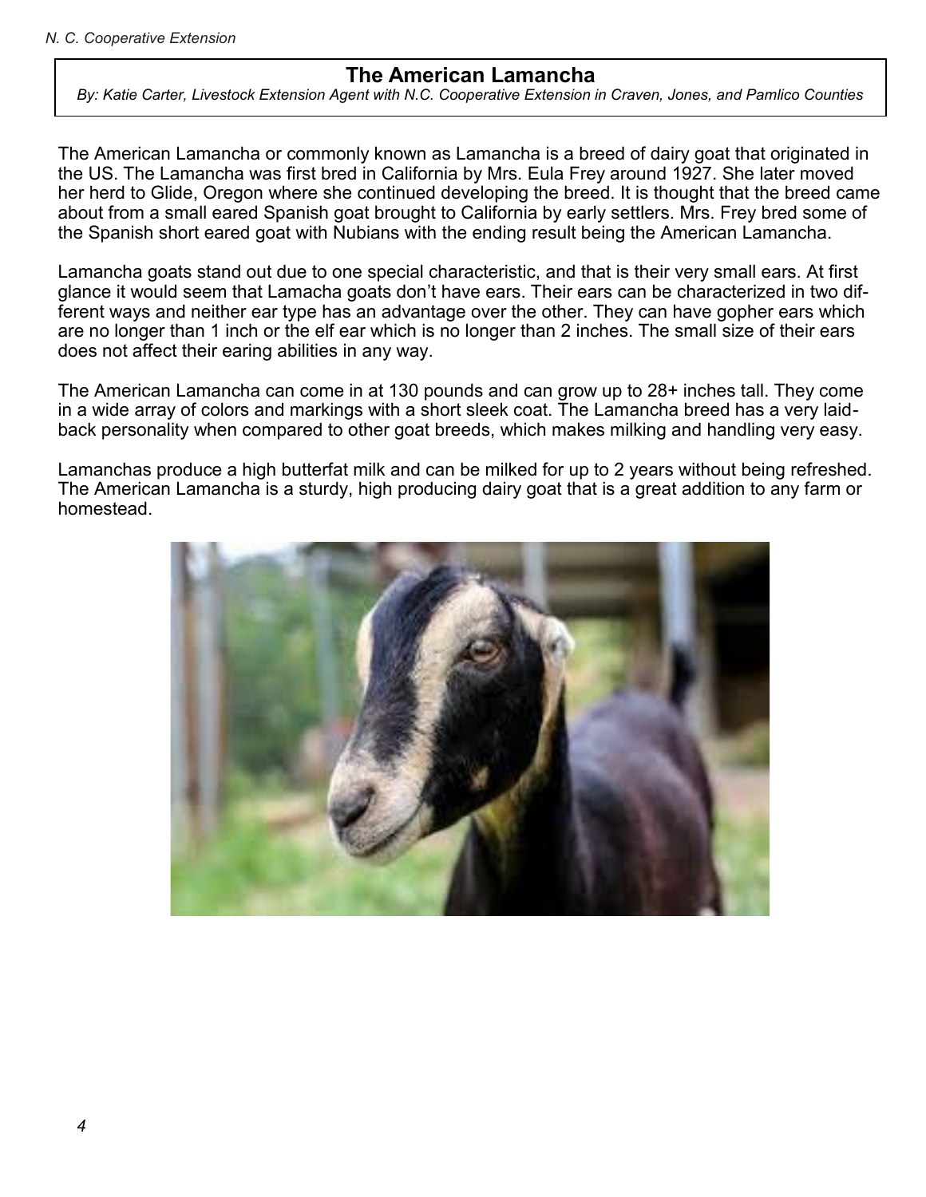# The American Lamancha

*By: Katie Carter, Livestock Extension Agent with N.C. Cooperative Extension in Craven, Jones, and Pamlico Counties*

The American Lamancha or commonly known as Lamancha is a breed of dairy goat that originated in the US. The Lamancha was first bred in California by Mrs. Eula Frey around 1927. She later moved her herd to Glide, Oregon where she continued developing the breed. It is thought that the breed came about from a small eared Spanish goat brought to California by early settlers. Mrs. Frey bred some of the Spanish short eared goat with Nubians with the ending result being the American Lamancha.

Lamancha goats stand out due to one special characteristic, and that is their very small ears. At first glance it would seem that Lamacha goats don't have ears. Their ears can be characterized in two different ways and neither ear type has an advantage over the other. They can have gopher ears which are no longer than 1 inch or the elf ear which is no longer than 2 inches. The small size of their ears does not affect their earing abilities in any way.

The American Lamancha can come in at 130 pounds and can grow up to 28+ inches tall. They come in a wide array of colors and markings with a short sleek coat. The Lamancha breed has a very laid-back personality when compared to other goat breeds, which makes milking and handling very easy.

Lamanchas produce a high butterfat milk and can be milked for up to 2 years without being refreshed. The American Lamancha is a sturdy, high producing dairy goat that is a great addition to any farm or homestead.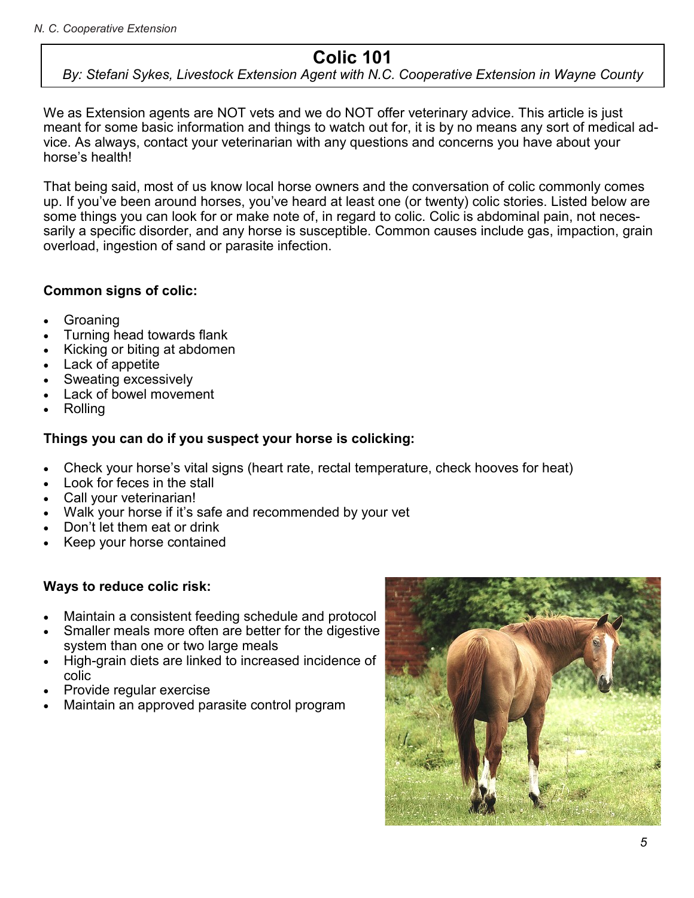# Colic 101

*By: Stefani Sykes, Livestock Extension Agent with N.C. Cooperative Extension in Wayne County*

We as Extension agents are NOT vets and we do NOT offer veterinary advice. This article is just meant for some basic information and things to watch out for, it is by no means any sort of medical advice. As always, contact your veterinarian with any questions and concerns you have about your horse's health!

That being said, most of us know local horse owners and the conversation of colic commonly comes up. If you've been around horses, you've heard at least one (or twenty) colic stories. Listed below are some things you can look for or make note of, in regard to colic. Colic is abdominal pain, not necessarily a specific disorder, and any horse is susceptible. Common causes include gas, impaction, grain overload, ingestion of sand or parasite infection.

**Common signs of colic:**

- Groaning
- Turning head towards flank
- Kicking or biting at abdomen
- Lack of appetite
- Sweating excessively
- Lack of bowel movement
- Rolling

**Things you can do if you suspect your horse is colicking:**

- Check your horse's vital signs (heart rate, rectal temperature, check hooves for heat)
- Look for feces in the stall
- Call your veterinarian!
- Walk your horse if it's safe and recommended by your vet
- Don't let them eat or drink
- Keep your horse contained

**Ways to reduce colic risk:**

- Maintain a consistent feeding schedule and protocol
- Smaller meals more often are better for the digestive system than one or two large meals
- High-grain diets are linked to increased incidence of colic
- Provide regular exercise
- Maintain an approved parasite control program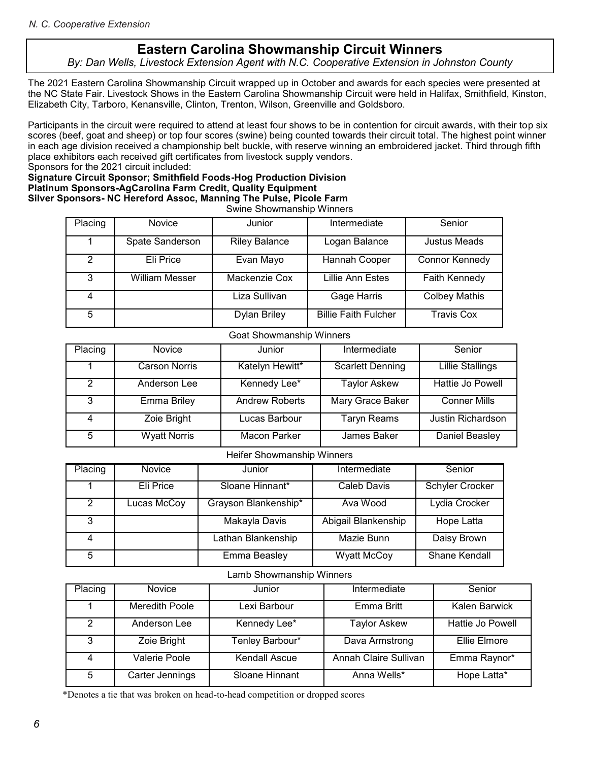# Eastern Carolina Showmanship Circuit Winners

*By: Dan Wells, Livestock Extension Agent with N.C. Cooperative Extension in Johnston County*

The 2021 Eastern Carolina Showmanship Circuit wrapped up in October and awards for each species were presented at the NC State Fair. Livestock Shows in the Eastern Carolina Showmanship Circuit were held in Halifax, Smithfield, Kinston, Elizabeth City, Tarboro, Kenansville, Clinton, Trenton, Wilson, Greenville and Goldsboro.

Participants in the circuit were required to attend at least four shows to be in contention for circuit awards, with their top six scores (beef, goat and sheep) or top four scores (swine) being counted towards their circuit total. The highest point winner in each age division received a championship belt buckle, with reserve winning an embroidered jacket. Third through fifth place exhibitors each received gift certificates from livestock supply vendors.

Sponsors for the 2021 circuit included:

**Signature Circuit Sponsor; Smithfield Foods-Hog Production Division**
**Platinum Sponsors-AgCarolina Farm Credit, Quality Equipment**
**Silver Sponsors- NC Hereford Assoc, Manning The Pulse, Picole Farm**

Swine Showmanship Winners

| Placing | Novice | Junior | Intermediate | Senior |
|---|---|---|---|---|
| 1 | Spate Sanderson | Riley Balance | Logan Balance | Justus Meads |
| 2 | Eli Price | Evan Mayo | Hannah Cooper | Connor Kennedy |
| 3 | William Messer | Mackenzie Cox | Lillie Ann Estes | Faith Kennedy |
| 4 | | Liza Sullivan | Gage Harris | Colbey Mathis |
| 5 | | Dylan Briley | Billie Faith Fulcher | Travis Cox |

Goat Showmanship Winners

| Placing | Novice | Junior | Intermediate | Senior |
|---|---|---|---|---|
| 1 | Carson Norris | Katelyn Hewitt* | Scarlett Denning | Lillie Stallings |
| 2 | Anderson Lee | Kennedy Lee* | Taylor Askew | Hattie Jo Powell |
| 3 | Emma Briley | Andrew Roberts | Mary Grace Baker | Conner Mills |
| 4 | Zoie Bright | Lucas Barbour | Taryn Reams | Justin Richardson |
| 5 | Wyatt Norris | Macon Parker | James Baker | Daniel Beasley |

Heifer Showmanship Winners

| Placing | Novice | Junior | Intermediate | Senior |
|---|---|---|---|---|
| 1 | Eli Price | Sloane Hinnant* | Caleb Davis | Schyler Crocker |
| 2 | Lucas McCoy | Grayson Blankenship* | Ava Wood | Lydia Crocker |
| 3 | | Makayla Davis | Abigail Blankenship | Hope Latta |
| 4 | | Lathan Blankenship | Mazie Bunn | Daisy Brown |
| 5 | | Emma Beasley | Wyatt McCoy | Shane Kendall |

Lamb Showmanship Winners

| Placing | Novice | Junior | Intermediate | Senior |
|---|---|---|---|---|
| 1 | Meredith Poole | Lexi Barbour | Emma Britt | Kalen Barwick |
| 2 | Anderson Lee | Kennedy Lee* | Taylor Askew | Hattie Jo Powell |
| 3 | Zoie Bright | Tenley Barbour* | Dava Armstrong | Ellie Elmore |
| 4 | Valerie Poole | Kendall Ascue | Annah Claire Sullivan | Emma Raynor* |
| 5 | Carter Jennings | Sloane Hinnant | Anna Wells* | Hope Latta* |

*Denotes a tie that was broken on head-to-head competition or dropped scores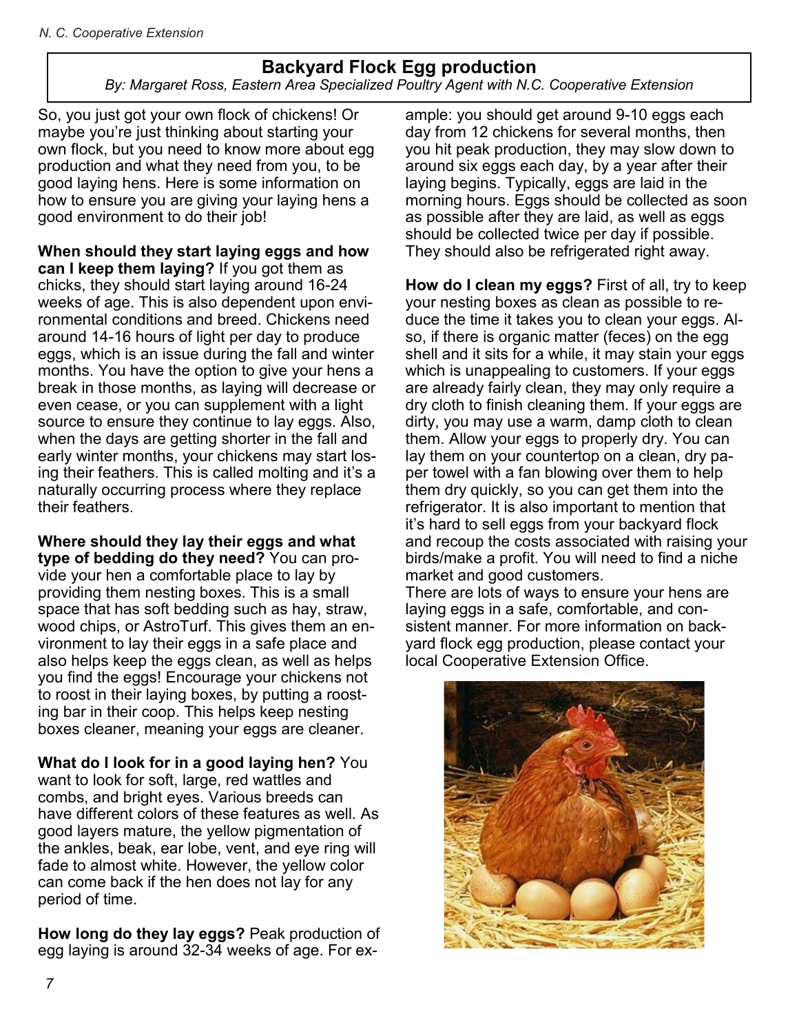# Backyard Flock Egg production

*By: Margaret Ross, Eastern Area Specialized Poultry Agent with N.C. Cooperative Extension*

So, you just got your own flock of chickens! Or maybe you're just thinking about starting your own flock, but you need to know more about egg production and what they need from you, to be good laying hens. Here is some information on how to ensure you are giving your laying hens a good environment to do their job!

**When should they start laying eggs and how can I keep them laying?** If you got them as chicks, they should start laying around 16-24 weeks of age. This is also dependent upon environmental conditions and breed. Chickens need around 14-16 hours of light per day to produce eggs, which is an issue during the fall and winter months. You have the option to give your hens a break in those months, as laying will decrease or even cease, or you can supplement with a light source to ensure they continue to lay eggs. Also, when the days are getting shorter in the fall and early winter months, your chickens may start losing their feathers. This is called molting and it's a naturally occurring process where they replace their feathers.

**Where should they lay their eggs and what type of bedding do they need?** You can provide your hen a comfortable place to lay by providing them nesting boxes. This is a small space that has soft bedding such as hay, straw, wood chips, or AstroTurf. This gives them an environment to lay their eggs in a safe place and also helps keep the eggs clean, as well as helps you find the eggs! Encourage your chickens not to roost in their laying boxes, by putting a roosting bar in their coop. This helps keep nesting boxes cleaner, meaning your eggs are cleaner.

**What do I look for in a good laying hen?** You want to look for soft, large, red wattles and combs, and bright eyes. Various breeds can have different colors of these features as well. As good layers mature, the yellow pigmentation of the ankles, beak, ear lobe, vent, and eye ring will fade to almost white. However, the yellow color can come back if the hen does not lay for any period of time.

**How long do they lay eggs?** Peak production of egg laying is around 32-34 weeks of age. For example: you should get around 9-10 eggs each day from 12 chickens for several months, then you hit peak production, they may slow down to around six eggs each day, by a year after their laying begins. Typically, eggs are laid in the morning hours. Eggs should be collected as soon as possible after they are laid, as well as eggs should be collected twice per day if possible. They should also be refrigerated right away.

**How do I clean my eggs?** First of all, try to keep your nesting boxes as clean as possible to reduce the time it takes you to clean your eggs. Also, if there is organic matter (feces) on the egg shell and it sits for a while, it may stain your eggs which is unappealing to customers. If your eggs are already fairly clean, they may only require a dry cloth to finish cleaning them. If your eggs are dirty, you may use a warm, damp cloth to clean them. Allow your eggs to properly dry. You can lay them on your countertop on a clean, dry paper towel with a fan blowing over them to help them dry quickly, so you can get them into the refrigerator. It is also important to mention that it's hard to sell eggs from your backyard flock and recoup the costs associated with raising your birds/make a profit. You will need to find a niche market and good customers.

There are lots of ways to ensure your hens are laying eggs in a safe, comfortable, and consistent manner. For more information on backyard flock egg production, please contact your local Cooperative Extension Office.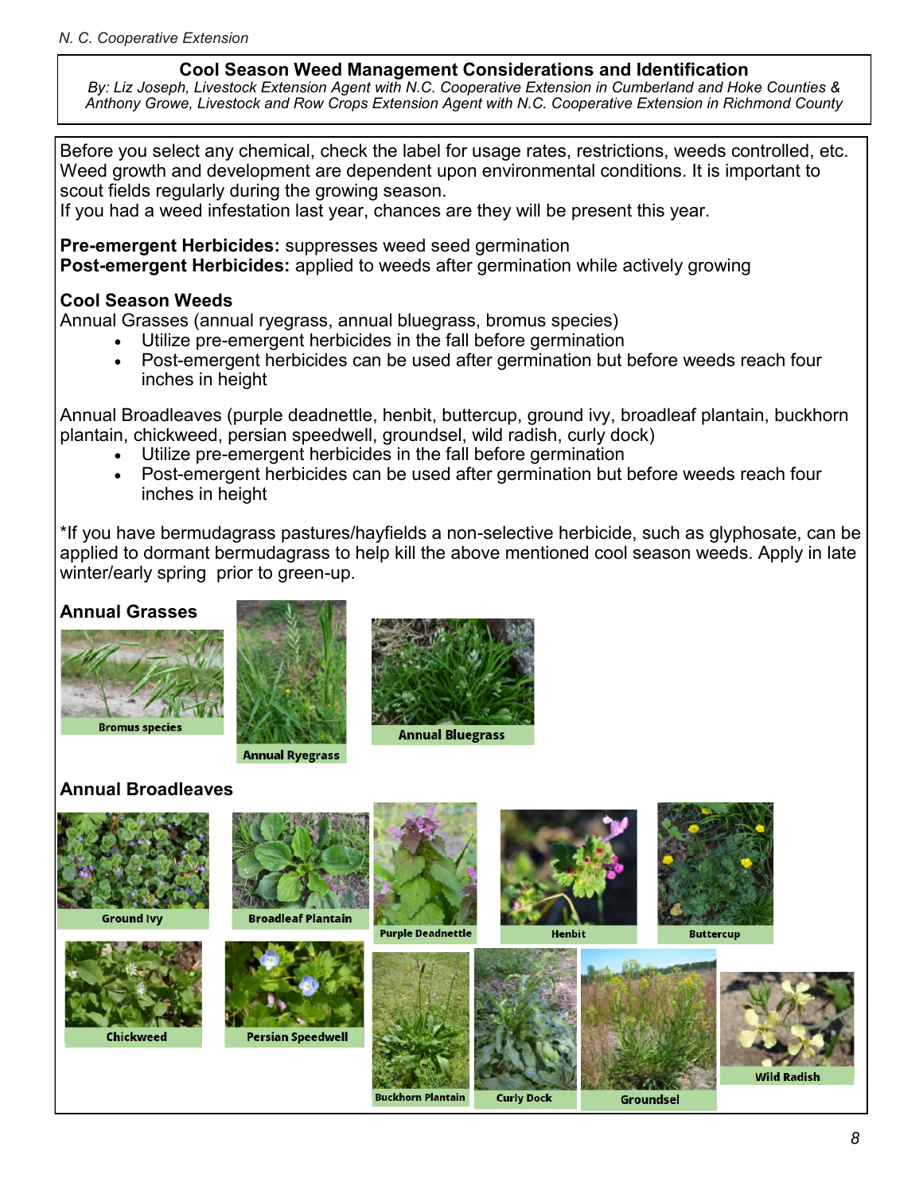# Cool Season Weed Management Considerations and Identification

*By: Liz Joseph, Livestock Extension Agent with N.C. Cooperative Extension in Cumberland and Hoke Counties & Anthony Growe, Livestock and Row Crops Extension Agent with N.C. Cooperative Extension in Richmond County*

Before you select any chemical, check the label for usage rates, restrictions, weeds controlled, etc. Weed growth and development are dependent upon environmental conditions. It is important to scout fields regularly during the growing season.
If you had a weed infestation last year, chances are they will be present this year.

**Pre-emergent Herbicides:** suppresses weed seed germination
**Post-emergent Herbicides:** applied to weeds after germination while actively growing

**Cool Season Weeds**

Annual Grasses (annual ryegrass, annual bluegrass, bromus species)

- Utilize pre-emergent herbicides in the fall before germination
- Post-emergent herbicides can be used after germination but before weeds reach four inches in height

Annual Broadleaves (purple deadnettle, henbit, buttercup, ground ivy, broadleaf plantain, buckhorn plantain, chickweed, persian speedwell, groundsel, wild radish, curly dock)

- Utilize pre-emergent herbicides in the fall before germination
- Post-emergent herbicides can be used after germination but before weeds reach four inches in height

*If you have bermudagrass pastures/hayfields a non-selective herbicide, such as glyphosate, can be applied to dormant bermudagrass to help kill the above mentioned cool season weeds. Apply in late winter/early spring prior to green-up.

**Annual Grasses**

Bromus species

Annual Ryegrass

Annual Bluegrass

**Annual Broadleaves**

Ground Ivy

Broadleaf Plantain

Purple Deadnettle

Henbit

Buttercup

Chickweed

Persian Speedwell

Buckhorn Plantain

Curly Dock

Groundsel

Wild Radish